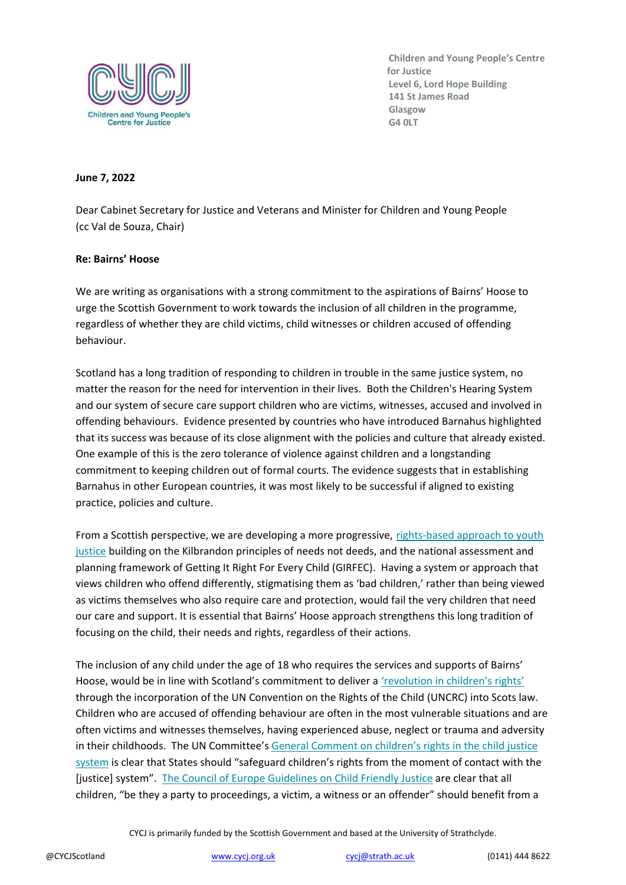Children and Young People's Centre for Justice
Level 6, Lord Hope Building
141 St James Road
Glasgow
G4 0LT

**June 7, 2022**

Dear Cabinet Secretary for Justice and Veterans and Minister for Children and Young People (cc Val de Souza, Chair)

**Re: Bairns' Hoose**

We are writing as organisations with a strong commitment to the aspirations of Bairns' Hoose to urge the Scottish Government to work towards the inclusion of all children in the programme, regardless of whether they are child victims, child witnesses or children accused of offending behaviour.

Scotland has a long tradition of responding to children in trouble in the same justice system, no matter the reason for the need for intervention in their lives. Both the Children's Hearing System and our system of secure care support children who are victims, witnesses, accused and involved in offending behaviours. Evidence presented by countries who have introduced Barnahus highlighted that its success was because of its close alignment with the policies and culture that already existed. One example of this is the zero tolerance of violence against children and a longstanding commitment to keeping children out of formal courts. The evidence suggests that in establishing Barnahus in other European countries, it was most likely to be successful if aligned to existing practice, policies and culture.

From a Scottish perspective, we are developing a more progressive, rights-based approach to youth justice building on the Kilbrandon principles of needs not deeds, and the national assessment and planning framework of Getting It Right For Every Child (GIRFEC). Having a system or approach that views children who offend differently, stigmatising them as 'bad children,' rather than being viewed as victims themselves who also require care and protection, would fail the very children that need our care and support. It is essential that Bairns' Hoose approach strengthens this long tradition of focusing on the child, their needs and rights, regardless of their actions.

The inclusion of any child under the age of 18 who requires the services and supports of Bairns' Hoose, would be in line with Scotland's commitment to deliver a 'revolution in children's rights' through the incorporation of the UN Convention on the Rights of the Child (UNCRC) into Scots law. Children who are accused of offending behaviour are often in the most vulnerable situations and are often victims and witnesses themselves, having experienced abuse, neglect or trauma and adversity in their childhoods. The UN Committee's General Comment on children's rights in the child justice system is clear that States should "safeguard children's rights from the moment of contact with the [justice] system". The Council of Europe Guidelines on Child Friendly Justice are clear that all children, "be they a party to proceedings, a victim, a witness or an offender" should benefit from a

CYCJ is primarily funded by the Scottish Government and based at the University of Strathclyde.

@CYCJScotland www.cycj.org.uk cycj@strath.ac.uk (0141) 444 8622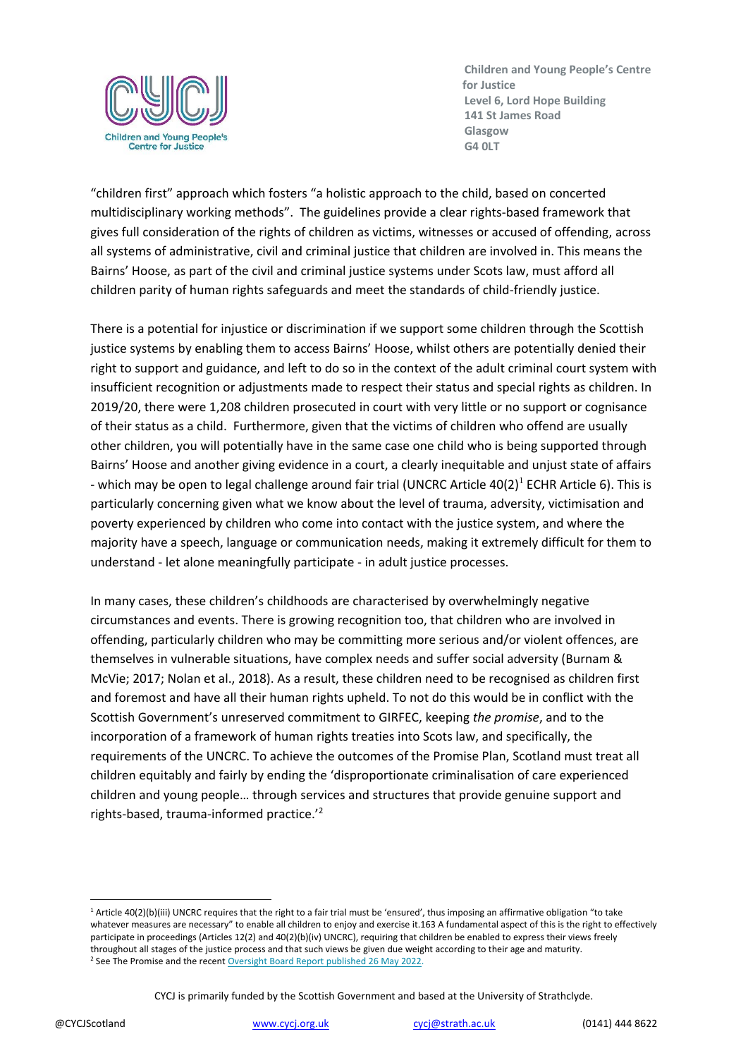"children first" approach which fosters "a holistic approach to the child, based on concerted multidisciplinary working methods". The guidelines provide a clear rights-based framework that gives full consideration of the rights of children as victims, witnesses or accused of offending, across all systems of administrative, civil and criminal justice that children are involved in. This means the Bairns' Hoose, as part of the civil and criminal justice systems under Scots law, must afford all children parity of human rights safeguards and meet the standards of child-friendly justice.

There is a potential for injustice or discrimination if we support some children through the Scottish justice systems by enabling them to access Bairns' Hoose, whilst others are potentially denied their right to support and guidance, and left to do so in the context of the adult criminal court system with insufficient recognition or adjustments made to respect their status and special rights as children. In 2019/20, there were 1,208 children prosecuted in court with very little or no support or cognisance of their status as a child. Furthermore, given that the victims of children who offend are usually other children, you will potentially have in the same case one child who is being supported through Bairns' Hoose and another giving evidence in a court, a clearly inequitable and unjust state of affairs - which may be open to legal challenge around fair trial (UNCRC Article 40(2)[1] ECHR Article 6). This is particularly concerning given what we know about the level of trauma, adversity, victimisation and poverty experienced by children who come into contact with the justice system, and where the majority have a speech, language or communication needs, making it extremely difficult for them to understand - let alone meaningfully participate - in adult justice processes.

In many cases, these children's childhoods are characterised by overwhelmingly negative circumstances and events. There is growing recognition too, that children who are involved in offending, particularly children who may be committing more serious and/or violent offences, are themselves in vulnerable situations, have complex needs and suffer social adversity (Burnam & McVie; 2017; Nolan et al., 2018). As a result, these children need to be recognised as children first and foremost and have all their human rights upheld. To not do this would be in conflict with the Scottish Government's unreserved commitment to GIRFEC, keeping *the promise*, and to the incorporation of a framework of human rights treaties into Scots law, and specifically, the requirements of the UNCRC. To achieve the outcomes of the Promise Plan, Scotland must treat all children equitably and fairly by ending the 'disproportionate criminalisation of care experienced children and young people… through services and structures that provide genuine support and rights-based, trauma-informed practice.'[2]

---

[1] Article 40(2)(b)(iii) UNCRC requires that the right to a fair trial must be 'ensured', thus imposing an affirmative obligation "to take whatever measures are necessary" to enable all children to enjoy and exercise it.163 A fundamental aspect of this is the right to effectively participate in proceedings (Articles 12(2) and 40(2)(b)(iv) UNCRC), requiring that children be enabled to express their views freely throughout all stages of the justice process and that such views be given due weight according to their age and maturity.

[2] See The Promise and the recent Oversight Board Report published 26 May 2022.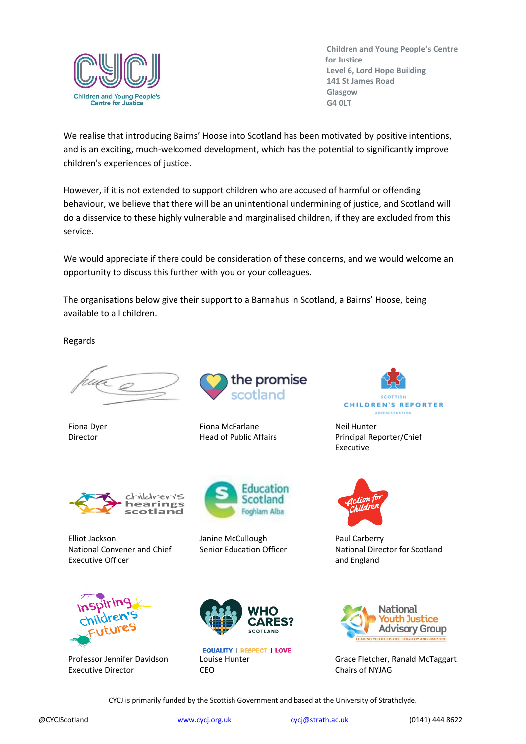Children and Young People's Centre for Justice
Level 6, Lord Hope Building
141 St James Road
Glasgow
G4 0LT

We realise that introducing Bairns' Hoose into Scotland has been motivated by positive intentions, and is an exciting, much-welcomed development, which has the potential to significantly improve children's experiences of justice.

However, if it is not extended to support children who are accused of harmful or offending behaviour, we believe that there will be an unintentional undermining of justice, and Scotland will do a disservice to these highly vulnerable and marginalised children, if they are excluded from this service.

We would appreciate if there could be consideration of these concerns, and we would welcome an opportunity to discuss this further with you or your colleagues.

The organisations below give their support to a Barnahus in Scotland, a Bairns' Hoose, being available to all children.

Regards

Fiona Dyer
Director

the promise scotland
Fiona McFarlane
Head of Public Affairs

Scottish Children's Reporter Administration
Neil Hunter
Principal Reporter/Chief Executive

children's hearings scotland
Elliot Jackson
National Convener and Chief Executive Officer

Education Scotland Foghlam Alba
Janine McCullough
Senior Education Officer

Action for Children
Paul Carberry
National Director for Scotland and England

Inspiring Children's Futures
Professor Jennifer Davidson
Executive Director

Who Cares? Scotland
EQUALITY | RESPECT | LOVE
Louise Hunter
CEO

National Youth Justice Advisory Group
LEADING YOUTH JUSTICE STRATEGY AND PRACTICE
Grace Fletcher, Ranald McTaggart
Chairs of NYJAG

CYCJ is primarily funded by the Scottish Government and based at the University of Strathclyde.

@CYCJScotland www.cycj.org.uk cycj@strath.ac.uk (0141) 444 8622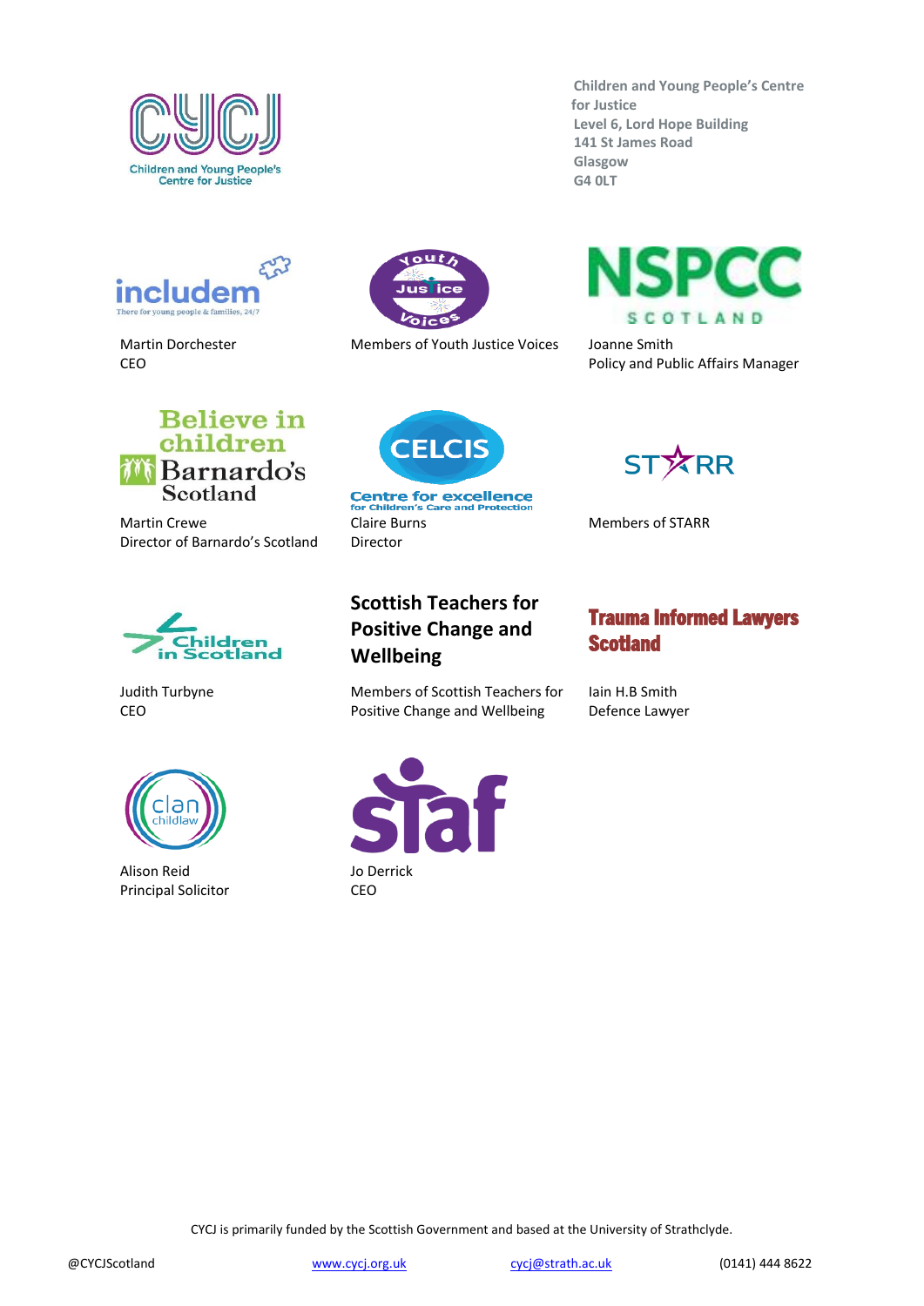Children and Young People's Centre for Justice
Level 6, Lord Hope Building
141 St James Road
Glasgow
G4 0LT

Martin Dorchester
CEO

Members of Youth Justice Voices

Joanne Smith
Policy and Public Affairs Manager

Martin Crewe
Director of Barnardo's Scotland

Claire Burns
Director

Members of STARR

Judith Turbyne
CEO

**Scottish Teachers for Positive Change and Wellbeing**

Members of Scottish Teachers for Positive Change and Wellbeing

**Trauma Informed Lawyers Scotland**

Iain H.B Smith
Defence Lawyer

Alison Reid
Principal Solicitor

Jo Derrick
CEO

CYCJ is primarily funded by the Scottish Government and based at the University of Strathclyde.

@CYCJScotland www.cycj.org.uk cycj@strath.ac.uk (0141) 444 8622